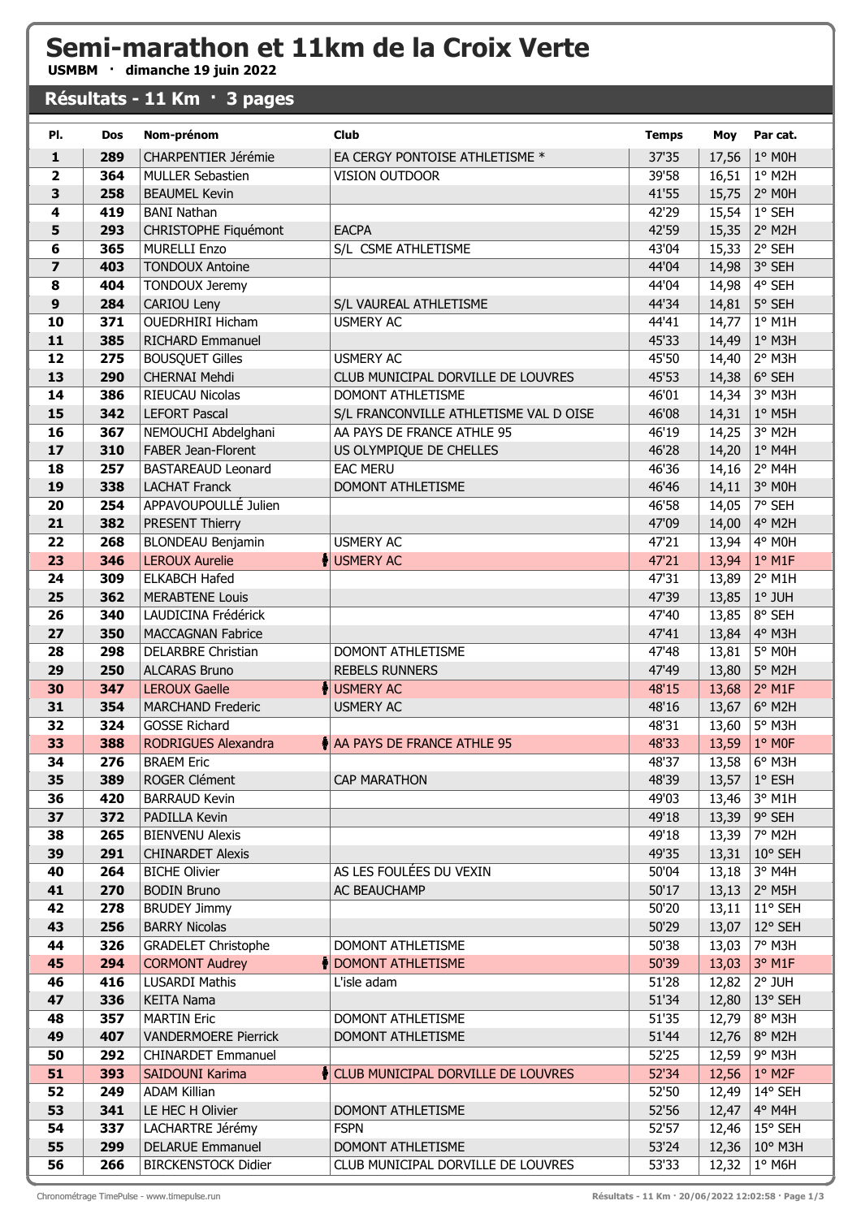# Semi-marathon et 11km de la Croix Verte

**USMBM · dimanche 19 juin 2022**

## Résultats - 11 Km · 3 pages

| Pl. | Dos | Nom-prénom | Club | Temps | Moy | Par cat. |
|---|---|---|---|---|---|---|
| 1 | 289 | CHARPENTIER Jérémie | EA CERGY PONTOISE ATHLETISME * | 37'35 | 17,56 | 1° M0H |
| 2 | 364 | MULLER Sebastien | VISION OUTDOOR | 39'58 | 16,51 | 1° M2H |
| 3 | 258 | BEAUMEL Kevin | | 41'55 | 15,75 | 2° M0H |
| 4 | 419 | BANI Nathan | | 42'29 | 15,54 | 1° SEH |
| 5 | 293 | CHRISTOPHE Fiquémont | EACPA | 42'59 | 15,35 | 2° M2H |
| 6 | 365 | MURELLI Enzo | S/L CSME ATHLETISME | 43'04 | 15,33 | 2° SEH |
| 7 | 403 | TONDOUX Antoine | | 44'04 | 14,98 | 3° SEH |
| 8 | 404 | TONDOUX Jeremy | | 44'04 | 14,98 | 4° SEH |
| 9 | 284 | CARIOU Leny | S/L VAUREAL ATHLETISME | 44'34 | 14,81 | 5° SEH |
| 10 | 371 | OUEDRHIRI Hicham | USMERY AC | 44'41 | 14,77 | 1° M1H |
| 11 | 385 | RICHARD Emmanuel | | 45'33 | 14,49 | 1° M3H |
| 12 | 275 | BOUSQUET Gilles | USMERY AC | 45'50 | 14,40 | 2° M3H |
| 13 | 290 | CHERNAI Mehdi | CLUB MUNICIPAL DORVILLE DE LOUVRES | 45'53 | 14,38 | 6° SEH |
| 14 | 386 | RIEUCAU Nicolas | DOMONT ATHLETISME | 46'01 | 14,34 | 3° M3H |
| 15 | 342 | LEFORT Pascal | S/L FRANCONVILLE ATHLETISME VAL D OISE | 46'08 | 14,31 | 1° M5H |
| 16 | 367 | NEMOUCHI Abdelghani | AA PAYS DE FRANCE ATHLE 95 | 46'19 | 14,25 | 3° M2H |
| 17 | 310 | FABER Jean-Florent | US OLYMPIQUE DE CHELLES | 46'28 | 14,20 | 1° M4H |
| 18 | 257 | BASTAREAUD Leonard | EAC MERU | 46'36 | 14,16 | 2° M4H |
| 19 | 338 | LACHAT Franck | DOMONT ATHLETISME | 46'46 | 14,11 | 3° M0H |
| 20 | 254 | APPAVOUPOULLÉ Julien | | 46'58 | 14,05 | 7° SEH |
| 21 | 382 | PRESENT Thierry | | 47'09 | 14,00 | 4° M2H |
| 22 | 268 | BLONDEAU Benjamin | USMERY AC | 47'21 | 13,94 | 4° M0H |
| 23 | 346 | LEROUX Aurelie | USMERY AC | 47'21 | 13,94 | 1° M1F |
| 24 | 309 | ELKABCH Hafed | | 47'31 | 13,89 | 2° M1H |
| 25 | 362 | MERABTENE Louis | | 47'39 | 13,85 | 1° JUH |
| 26 | 340 | LAUDICINA Frédérick | | 47'40 | 13,85 | 8° SEH |
| 27 | 350 | MACCAGNAN Fabrice | | 47'41 | 13,84 | 4° M3H |
| 28 | 298 | DELARBRE Christian | DOMONT ATHLETISME | 47'48 | 13,81 | 5° M0H |
| 29 | 250 | ALCARAS Bruno | REBELS RUNNERS | 47'49 | 13,80 | 5° M2H |
| 30 | 347 | LEROUX Gaelle | USMERY AC | 48'15 | 13,68 | 2° M1F |
| 31 | 354 | MARCHAND Frederic | USMERY AC | 48'16 | 13,67 | 6° M2H |
| 32 | 324 | GOSSE Richard | | 48'31 | 13,60 | 5° M3H |
| 33 | 388 | RODRIGUES Alexandra | AA PAYS DE FRANCE ATHLE 95 | 48'33 | 13,59 | 1° M0F |
| 34 | 276 | BRAEM Eric | | 48'37 | 13,58 | 6° M3H |
| 35 | 389 | ROGER Clément | CAP MARATHON | 48'39 | 13,57 | 1° ESH |
| 36 | 420 | BARRAUD Kevin | | 49'03 | 13,46 | 3° M1H |
| 37 | 372 | PADILLA Kevin | | 49'18 | 13,39 | 9° SEH |
| 38 | 265 | BIENVENU Alexis | | 49'18 | 13,39 | 7° M2H |
| 39 | 291 | CHINARDET Alexis | | 49'35 | 13,31 | 10° SEH |
| 40 | 264 | BICHE Olivier | AS LES FOULÉES DU VEXIN | 50'04 | 13,18 | 3° M4H |
| 41 | 270 | BODIN Bruno | AC BEAUCHAMP | 50'17 | 13,13 | 2° M5H |
| 42 | 278 | BRUDEY Jimmy | | 50'20 | 13,11 | 11° SEH |
| 43 | 256 | BARRY Nicolas | | 50'29 | 13,07 | 12° SEH |
| 44 | 326 | GRADELET Christophe | DOMONT ATHLETISME | 50'38 | 13,03 | 7° M3H |
| 45 | 294 | CORMONT Audrey | DOMONT ATHLETISME | 50'39 | 13,03 | 3° M1F |
| 46 | 416 | LUSARDI Mathis | L'isle adam | 51'28 | 12,82 | 2° JUH |
| 47 | 336 | KEITA Nama | | 51'34 | 12,80 | 13° SEH |
| 48 | 357 | MARTIN Eric | DOMONT ATHLETISME | 51'35 | 12,79 | 8° M3H |
| 49 | 407 | VANDERMOERE Pierrick | DOMONT ATHLETISME | 51'44 | 12,76 | 8° M2H |
| 50 | 292 | CHINARDET Emmanuel | | 52'25 | 12,59 | 9° M3H |
| 51 | 393 | SAIDOUNI Karima | CLUB MUNICIPAL DORVILLE DE LOUVRES | 52'34 | 12,56 | 1° M2F |
| 52 | 249 | ADAM Killian | | 52'50 | 12,49 | 14° SEH |
| 53 | 341 | LE HEC H Olivier | DOMONT ATHLETISME | 52'56 | 12,47 | 4° M4H |
| 54 | 337 | LACHARTRE Jérémy | FSPN | 52'57 | 12,46 | 15° SEH |
| 55 | 299 | DELARUE Emmanuel | DOMONT ATHLETISME | 53'24 | 12,36 | 10° M3H |
| 56 | 266 | BIRCKENSTOCK Didier | CLUB MUNICIPAL DORVILLE DE LOUVRES | 53'33 | 12,32 | 1° M6H |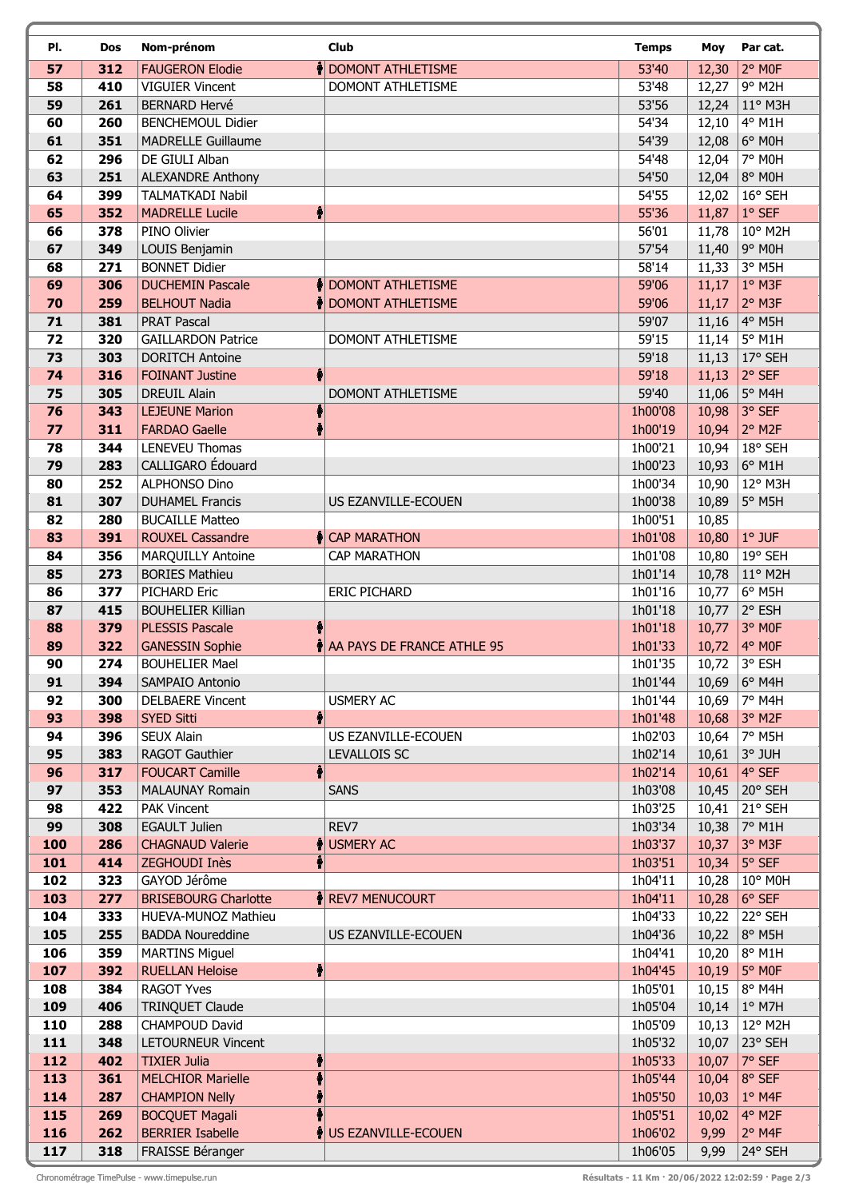| Pl. | Dos | Nom-prénom | Club | Temps | Moy | Par cat. |
|---|---|---|---|---|---|---|
| 57 | 312 | FAUGERON Elodie | DOMONT ATHLETISME | 53'40 | 12,30 | 2° M0F |
| 58 | 410 | VIGUIER Vincent | DOMONT ATHLETISME | 53'48 | 12,27 | 9° M2H |
| 59 | 261 | BERNARD Hervé | | 53'56 | 12,24 | 11° M3H |
| 60 | 260 | BENCHEMOUL Didier | | 54'34 | 12,10 | 4° M1H |
| 61 | 351 | MADRELLE Guillaume | | 54'39 | 12,08 | 6° M0H |
| 62 | 296 | DE GIULI Alban | | 54'48 | 12,04 | 7° M0H |
| 63 | 251 | ALEXANDRE Anthony | | 54'50 | 12,04 | 8° M0H |
| 64 | 399 | TALMATKADI Nabil | | 54'55 | 12,02 | 16° SEH |
| 65 | 352 | MADRELLE Lucile | | 55'36 | 11,87 | 1° SEF |
| 66 | 378 | PINO Olivier | | 56'01 | 11,78 | 10° M2H |
| 67 | 349 | LOUIS Benjamin | | 57'54 | 11,40 | 9° M0H |
| 68 | 271 | BONNET Didier | | 58'14 | 11,33 | 3° M5H |
| 69 | 306 | DUCHEMIN Pascale | DOMONT ATHLETISME | 59'06 | 11,17 | 1° M3F |
| 70 | 259 | BELHOUT Nadia | DOMONT ATHLETISME | 59'06 | 11,17 | 2° M3F |
| 71 | 381 | PRAT Pascal | | 59'07 | 11,16 | 4° M5H |
| 72 | 320 | GAILLARDON Patrice | DOMONT ATHLETISME | 59'15 | 11,14 | 5° M1H |
| 73 | 303 | DORITCH Antoine | | 59'18 | 11,13 | 17° SEH |
| 74 | 316 | FOINANT Justine | | 59'18 | 11,13 | 2° SEF |
| 75 | 305 | DREUIL Alain | DOMONT ATHLETISME | 59'40 | 11,06 | 5° M4H |
| 76 | 343 | LEJEUNE Marion | | 1h00'08 | 10,98 | 3° SEF |
| 77 | 311 | FARDAO Gaelle | | 1h00'19 | 10,94 | 2° M2F |
| 78 | 344 | LENEVEU Thomas | | 1h00'21 | 10,94 | 18° SEH |
| 79 | 283 | CALLIGARO Édouard | | 1h00'23 | 10,93 | 6° M1H |
| 80 | 252 | ALPHONSO Dino | | 1h00'34 | 10,90 | 12° M3H |
| 81 | 307 | DUHAMEL Francis | US EZANVILLE-ECOUEN | 1h00'38 | 10,89 | 5° M5H |
| 82 | 280 | BUCAILLE Matteo | | 1h00'51 | 10,85 | |
| 83 | 391 | ROUXEL Cassandre | CAP MARATHON | 1h01'08 | 10,80 | 1° JUF |
| 84 | 356 | MARQUILLY Antoine | CAP MARATHON | 1h01'08 | 10,80 | 19° SEH |
| 85 | 273 | BORIES Mathieu | | 1h01'14 | 10,78 | 11° M2H |
| 86 | 377 | PICHARD Eric | ERIC PICHARD | 1h01'16 | 10,77 | 6° M5H |
| 87 | 415 | BOUHELIER Killian | | 1h01'18 | 10,77 | 2° ESH |
| 88 | 379 | PLESSIS Pascale | | 1h01'18 | 10,77 | 3° M0F |
| 89 | 322 | GANESSIN Sophie | AA PAYS DE FRANCE ATHLE 95 | 1h01'33 | 10,72 | 4° M0F |
| 90 | 274 | BOUHELIER Mael | | 1h01'35 | 10,72 | 3° ESH |
| 91 | 394 | SAMPAIO Antonio | | 1h01'44 | 10,69 | 6° M4H |
| 92 | 300 | DELBAERE Vincent | USMERY AC | 1h01'44 | 10,69 | 7° M4H |
| 93 | 398 | SYED Sitti | | 1h01'48 | 10,68 | 3° M2F |
| 94 | 396 | SEUX Alain | US EZANVILLE-ECOUEN | 1h02'03 | 10,64 | 7° M5H |
| 95 | 383 | RAGOT Gauthier | LEVALLOIS SC | 1h02'14 | 10,61 | 3° JUH |
| 96 | 317 | FOUCART Camille | | 1h02'14 | 10,61 | 4° SEF |
| 97 | 353 | MALAUNAY Romain | SANS | 1h03'08 | 10,45 | 20° SEH |
| 98 | 422 | PAK Vincent | | 1h03'25 | 10,41 | 21° SEH |
| 99 | 308 | EGAULT Julien | REV7 | 1h03'34 | 10,38 | 7° M1H |
| 100 | 286 | CHAGNAUD Valerie | USMERY AC | 1h03'37 | 10,37 | 3° M3F |
| 101 | 414 | ZEGHOUDI Inès | | 1h03'51 | 10,34 | 5° SEF |
| 102 | 323 | GAYOD Jérôme | | 1h04'11 | 10,28 | 10° M0H |
| 103 | 277 | BRISEBOURG Charlotte | REV7 MENUCOURT | 1h04'11 | 10,28 | 6° SEF |
| 104 | 333 | HUEVA-MUNOZ Mathieu | | 1h04'33 | 10,22 | 22° SEH |
| 105 | 255 | BADDA Noureddine | US EZANVILLE-ECOUEN | 1h04'36 | 10,22 | 8° M5H |
| 106 | 359 | MARTINS Miguel | | 1h04'41 | 10,20 | 8° M1H |
| 107 | 392 | RUELLAN Heloise | | 1h04'45 | 10,19 | 5° M0F |
| 108 | 384 | RAGOT Yves | | 1h05'01 | 10,15 | 8° M4H |
| 109 | 406 | TRINQUET Claude | | 1h05'04 | 10,14 | 1° M7H |
| 110 | 288 | CHAMPOUD David | | 1h05'09 | 10,13 | 12° M2H |
| 111 | 348 | LETOURNEUR Vincent | | 1h05'32 | 10,07 | 23° SEH |
| 112 | 402 | TIXIER Julia | | 1h05'33 | 10,07 | 7° SEF |
| 113 | 361 | MELCHIOR Marielle | | 1h05'44 | 10,04 | 8° SEF |
| 114 | 287 | CHAMPION Nelly | | 1h05'50 | 10,03 | 1° M4F |
| 115 | 269 | BOCQUET Magali | | 1h05'51 | 10,02 | 4° M2F |
| 116 | 262 | BERRIER Isabelle | US EZANVILLE-ECOUEN | 1h06'02 | 9,99 | 2° M4F |
| 117 | 318 | FRAISSE Béranger | | 1h06'05 | 9,99 | 24° SEH |

Chronométrage TimePulse - www.timepulse.run

Résultats - 11 Km · 20/06/2022 12:02:59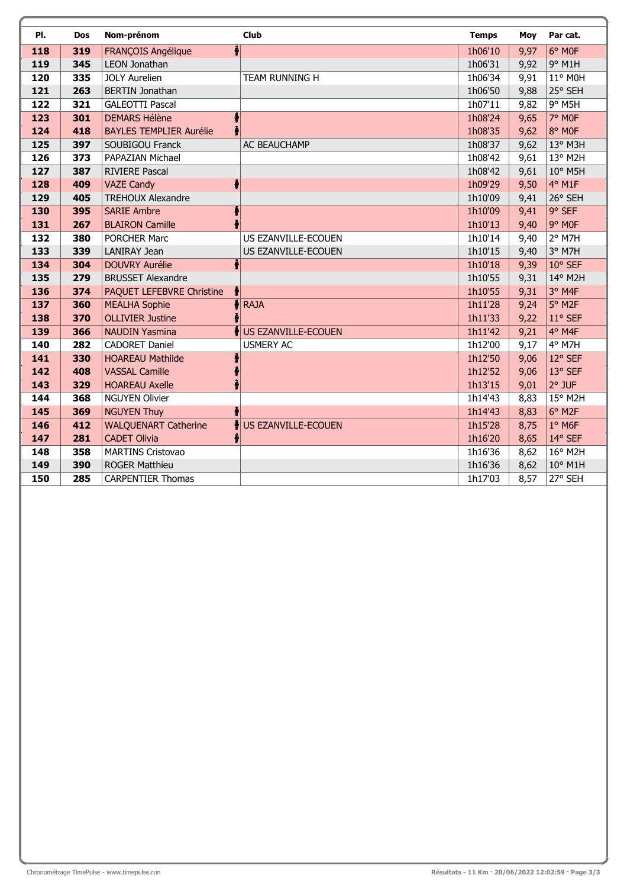| Pl. | Dos | Nom-prénom | Club | Temps | Moy | Par cat. |
|---|---|---|---|---|---|---|
| 118 | 319 | FRANÇOIS Angélique | | 1h06'10 | 9,97 | 6° M0F |
| 119 | 345 | LEON Jonathan | | 1h06'31 | 9,92 | 9° M1H |
| 120 | 335 | JOLY Aurelien | TEAM RUNNING H | 1h06'34 | 9,91 | 11° M0H |
| 121 | 263 | BERTIN Jonathan | | 1h06'50 | 9,88 | 25° SEH |
| 122 | 321 | GALEOTTI Pascal | | 1h07'11 | 9,82 | 9° M5H |
| 123 | 301 | DEMARS Hélène | | 1h08'24 | 9,65 | 7° M0F |
| 124 | 418 | BAYLES TEMPLIER Aurélie | | 1h08'35 | 9,62 | 8° M0F |
| 125 | 397 | SOUBIGOU Franck | AC BEAUCHAMP | 1h08'37 | 9,62 | 13° M3H |
| 126 | 373 | PAPAZIAN Michael | | 1h08'42 | 9,61 | 13° M2H |
| 127 | 387 | RIVIERE Pascal | | 1h08'42 | 9,61 | 10° M5H |
| 128 | 409 | VAZE Candy | | 1h09'29 | 9,50 | 4° M1F |
| 129 | 405 | TREHOUX Alexandre | | 1h10'09 | 9,41 | 26° SEH |
| 130 | 395 | SARIE Ambre | | 1h10'09 | 9,41 | 9° SEF |
| 131 | 267 | BLAIRON Camille | | 1h10'13 | 9,40 | 9° M0F |
| 132 | 380 | PORCHER Marc | US EZANVILLE-ECOUEN | 1h10'14 | 9,40 | 2° M7H |
| 133 | 339 | LANIRAY Jean | US EZANVILLE-ECOUEN | 1h10'15 | 9,40 | 3° M7H |
| 134 | 304 | DOUVRY Aurélie | | 1h10'18 | 9,39 | 10° SEF |
| 135 | 279 | BRUSSET Alexandre | | 1h10'55 | 9,31 | 14° M2H |
| 136 | 374 | PAQUET LEFEBVRE Christine | | 1h10'55 | 9,31 | 3° M4F |
| 137 | 360 | MEALHA Sophie | RAJA | 1h11'28 | 9,24 | 5° M2F |
| 138 | 370 | OLLIVIER Justine | | 1h11'33 | 9,22 | 11° SEF |
| 139 | 366 | NAUDIN Yasmina | US EZANVILLE-ECOUEN | 1h11'42 | 9,21 | 4° M4F |
| 140 | 282 | CADORET Daniel | USMERY AC | 1h12'00 | 9,17 | 4° M7H |
| 141 | 330 | HOAREAU Mathilde | | 1h12'50 | 9,06 | 12° SEF |
| 142 | 408 | VASSAL Camille | | 1h12'52 | 9,06 | 13° SEF |
| 143 | 329 | HOAREAU Axelle | | 1h13'15 | 9,01 | 2° JUF |
| 144 | 368 | NGUYEN Olivier | | 1h14'43 | 8,83 | 15° M2H |
| 145 | 369 | NGUYEN Thuy | | 1h14'43 | 8,83 | 6° M2F |
| 146 | 412 | WALQUENART Catherine | US EZANVILLE-ECOUEN | 1h15'28 | 8,75 | 1° M6F |
| 147 | 281 | CADET Olivia | | 1h16'20 | 8,65 | 14° SEF |
| 148 | 358 | MARTINS Cristovao | | 1h16'36 | 8,62 | 16° M2H |
| 149 | 390 | ROGER Matthieu | | 1h16'36 | 8,62 | 10° M1H |
| 150 | 285 | CARPENTIER Thomas | | 1h17'03 | 8,57 | 27° SEH |

Chronométrage TimePulse - www.timepulse.run

Résultats - 11 Km · 20/06/2022 12:02:59